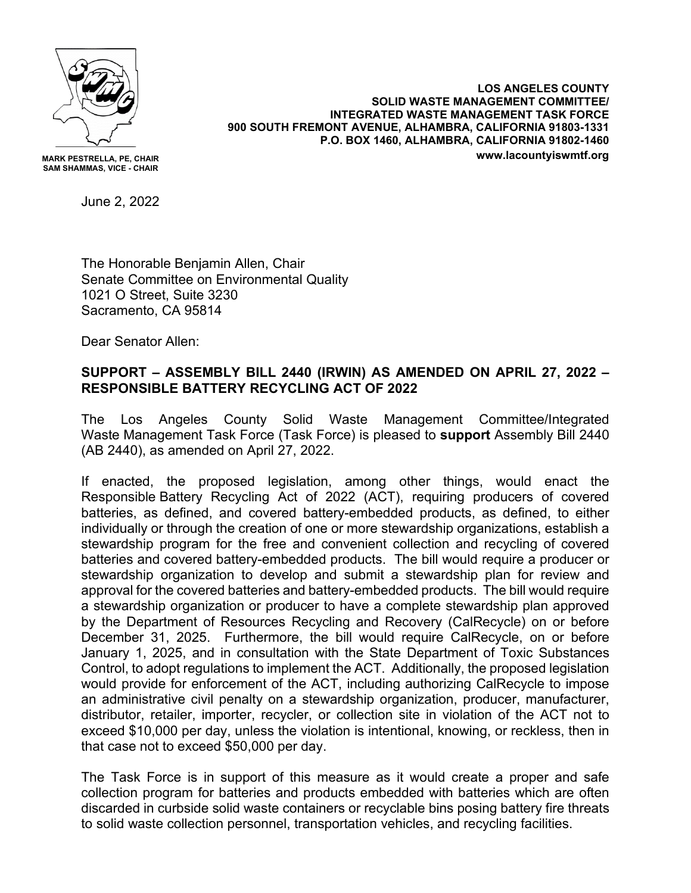MARK PESTRELLA, PE, CHAIR
SAM SHAMMAS, VICE - CHAIR

**LOS ANGELES COUNTY**
**SOLID WASTE MANAGEMENT COMMITTEE/**
**INTEGRATED WASTE MANAGEMENT TASK FORCE**
**900 SOUTH FREMONT AVENUE, ALHAMBRA, CALIFORNIA 91803-1331**
**P.O. BOX 1460, ALHAMBRA, CALIFORNIA 91802-1460**
**www.lacountyiswmtf.org**

June 2, 2022

The Honorable Benjamin Allen, Chair
Senate Committee on Environmental Quality
1021 O Street, Suite 3230
Sacramento, CA 95814

Dear Senator Allen:

**SUPPORT – ASSEMBLY BILL 2440 (IRWIN) AS AMENDED ON APRIL 27, 2022 – RESPONSIBLE BATTERY RECYCLING ACT OF 2022**

The Los Angeles County Solid Waste Management Committee/Integrated Waste Management Task Force (Task Force) is pleased to **support** Assembly Bill 2440 (AB 2440), as amended on April 27, 2022.

If enacted, the proposed legislation, among other things, would enact the Responsible Battery Recycling Act of 2022 (ACT), requiring producers of covered batteries, as defined, and covered battery-embedded products, as defined, to either individually or through the creation of one or more stewardship organizations, establish a stewardship program for the free and convenient collection and recycling of covered batteries and covered battery-embedded products. The bill would require a producer or stewardship organization to develop and submit a stewardship plan for review and approval for the covered batteries and battery-embedded products. The bill would require a stewardship organization or producer to have a complete stewardship plan approved by the Department of Resources Recycling and Recovery (CalRecycle) on or before December 31, 2025. Furthermore, the bill would require CalRecycle, on or before January 1, 2025, and in consultation with the State Department of Toxic Substances Control, to adopt regulations to implement the ACT. Additionally, the proposed legislation would provide for enforcement of the ACT, including authorizing CalRecycle to impose an administrative civil penalty on a stewardship organization, producer, manufacturer, distributor, retailer, importer, recycler, or collection site in violation of the ACT not to exceed $10,000 per day, unless the violation is intentional, knowing, or reckless, then in that case not to exceed $50,000 per day.

The Task Force is in support of this measure as it would create a proper and safe collection program for batteries and products embedded with batteries which are often discarded in curbside solid waste containers or recyclable bins posing battery fire threats to solid waste collection personnel, transportation vehicles, and recycling facilities.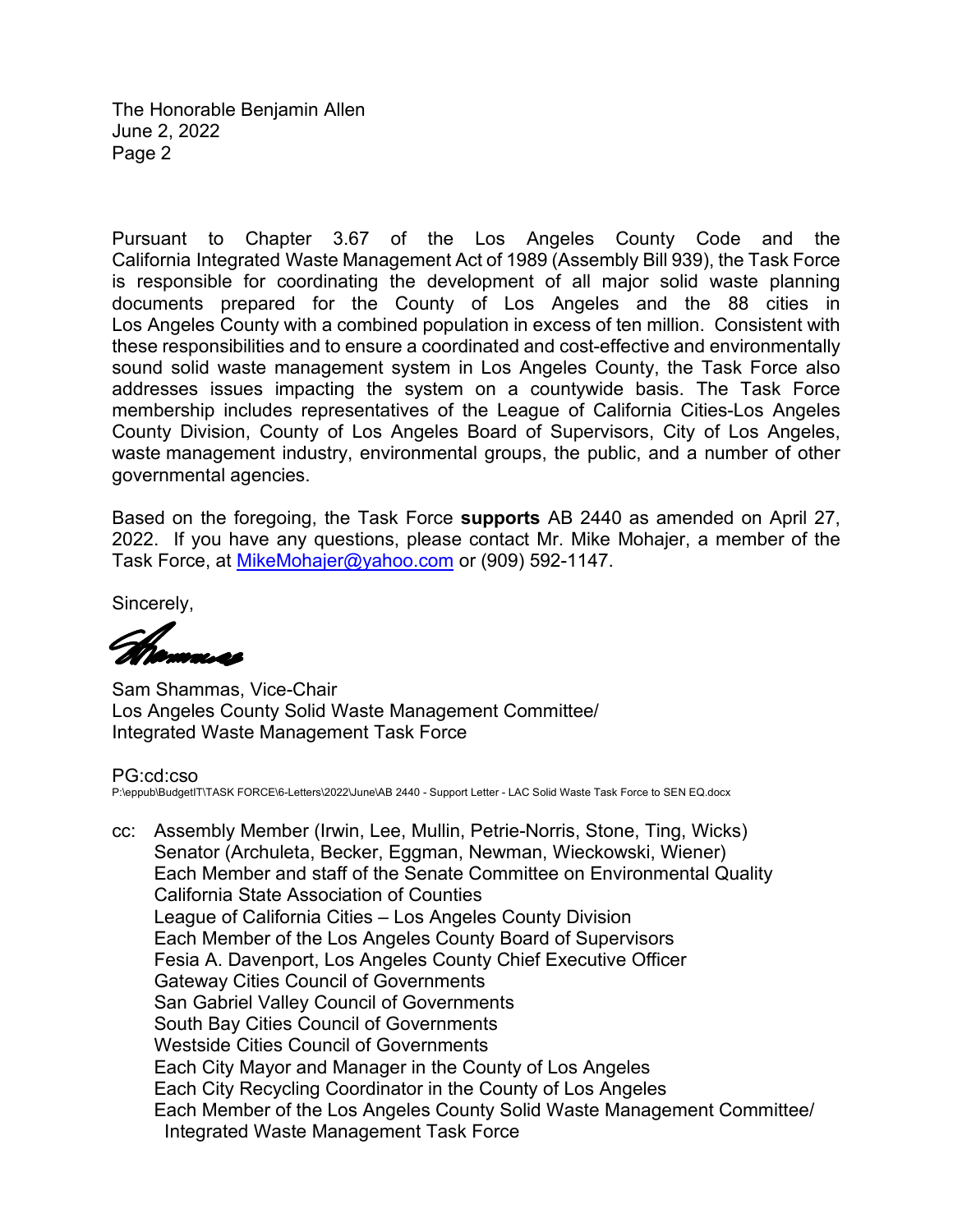The Honorable Benjamin Allen
June 2, 2022
Page 2

Pursuant to Chapter 3.67 of the Los Angeles County Code and the California Integrated Waste Management Act of 1989 (Assembly Bill 939), the Task Force is responsible for coordinating the development of all major solid waste planning documents prepared for the County of Los Angeles and the 88 cities in Los Angeles County with a combined population in excess of ten million. Consistent with these responsibilities and to ensure a coordinated and cost-effective and environmentally sound solid waste management system in Los Angeles County, the Task Force also addresses issues impacting the system on a countywide basis. The Task Force membership includes representatives of the League of California Cities-Los Angeles County Division, County of Los Angeles Board of Supervisors, City of Los Angeles, waste management industry, environmental groups, the public, and a number of other governmental agencies.

Based on the foregoing, the Task Force **supports** AB 2440 as amended on April 27, 2022. If you have any questions, please contact Mr. Mike Mohajer, a member of the Task Force, at MikeMohajer@yahoo.com or (909) 592-1147.

Sincerely,

Sam Shammas, Vice-Chair
Los Angeles County Solid Waste Management Committee/
Integrated Waste Management Task Force

PG:cd:cso
P:\eppub\BudgetIT\TASK FORCE\6-Letters\2022\June\AB 2440 - Support Letter - LAC Solid Waste Task Force to SEN EQ.docx

cc: Assembly Member (Irwin, Lee, Mullin, Petrie-Norris, Stone, Ting, Wicks)
Senator (Archuleta, Becker, Eggman, Newman, Wieckowski, Wiener)
Each Member and staff of the Senate Committee on Environmental Quality
California State Association of Counties
League of California Cities – Los Angeles County Division
Each Member of the Los Angeles County Board of Supervisors
Fesia A. Davenport, Los Angeles County Chief Executive Officer
Gateway Cities Council of Governments
San Gabriel Valley Council of Governments
South Bay Cities Council of Governments
Westside Cities Council of Governments
Each City Mayor and Manager in the County of Los Angeles
Each City Recycling Coordinator in the County of Los Angeles
Each Member of the Los Angeles County Solid Waste Management Committee/ Integrated Waste Management Task Force